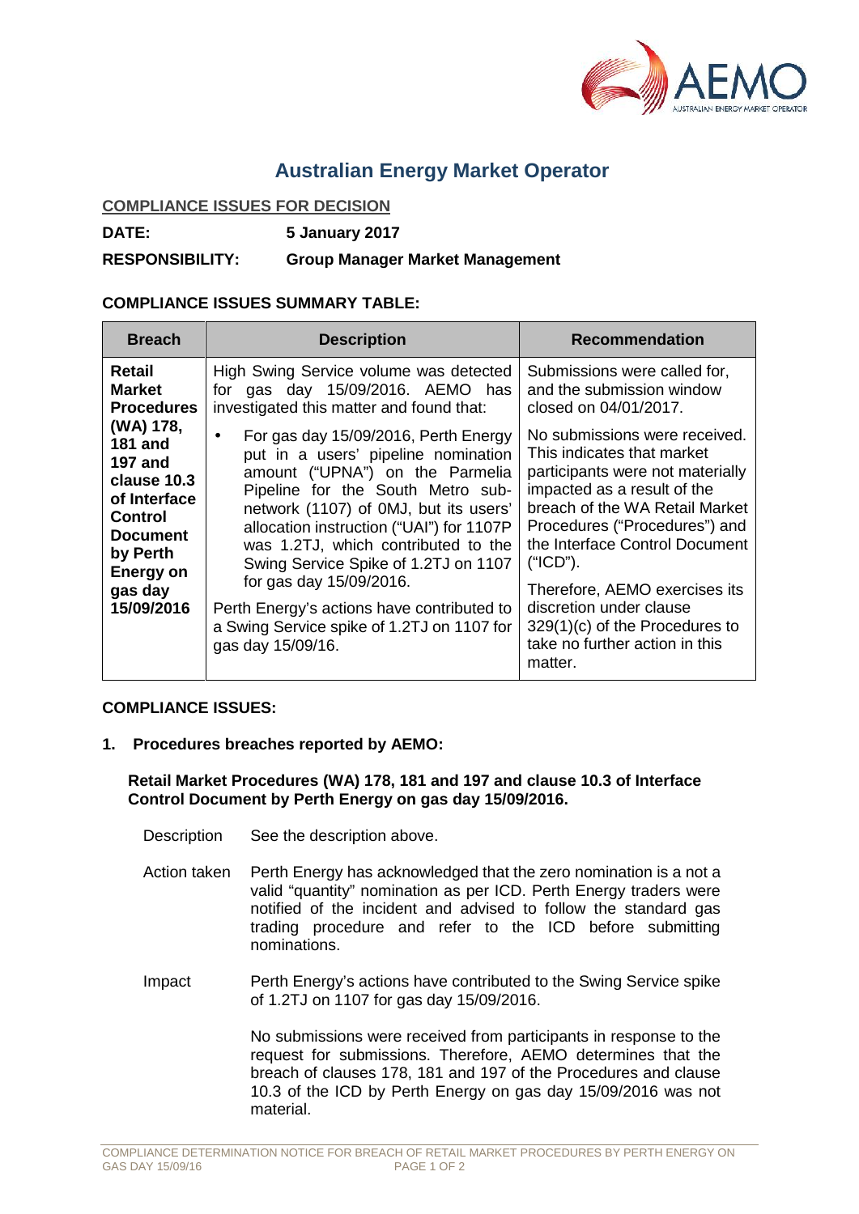# Australian Energy Market Operator

**COMPLIANCE ISSUES FOR DECISION**

**DATE:** **5 January 2017**

**RESPONSIBILITY:** **Group Manager Market Management**

**COMPLIANCE ISSUES SUMMARY TABLE:**

| Breach | Description | Recommendation |
| --- | --- | --- |
| **Retail Market Procedures (WA) 178, 181 and 197 and clause 10.3 of Interface Control Document by Perth Energy on gas day 15/09/2016** | High Swing Service volume was detected for gas day 15/09/2016. AEMO has investigated this matter and found that:<br>• For gas day 15/09/2016, Perth Energy put in a users' pipeline nomination amount ("UPNA") on the Parmelia Pipeline for the South Metro sub-network (1107) of 0MJ, but its users' allocation instruction ("UAI") for 1107P was 1.2TJ, which contributed to the Swing Service Spike of 1.2TJ on 1107 for gas day 15/09/2016.<br>Perth Energy's actions have contributed to a Swing Service spike of 1.2TJ on 1107 for gas day 15/09/16. | Submissions were called for, and the submission window closed on 04/01/2017.<br>No submissions were received. This indicates that market participants were not materially impacted as a result of the breach of the WA Retail Market Procedures ("Procedures") and the Interface Control Document ("ICD").<br>Therefore, AEMO exercises its discretion under clause 329(1)(c) of the Procedures to take no further action in this matter. |

**COMPLIANCE ISSUES:**

**1. Procedures breaches reported by AEMO:**

**Retail Market Procedures (WA) 178, 181 and 197 and clause 10.3 of Interface Control Document by Perth Energy on gas day 15/09/2016.**

Description: See the description above.

Action taken: Perth Energy has acknowledged that the zero nomination is a not a valid "quantity" nomination as per ICD. Perth Energy traders were notified of the incident and advised to follow the standard gas trading procedure and refer to the ICD before submitting nominations.

Impact: Perth Energy's actions have contributed to the Swing Service spike of 1.2TJ on 1107 for gas day 15/09/2016.

No submissions were received from participants in response to the request for submissions. Therefore, AEMO determines that the breach of clauses 178, 181 and 197 of the Procedures and clause 10.3 of the ICD by Perth Energy on gas day 15/09/2016 was not material.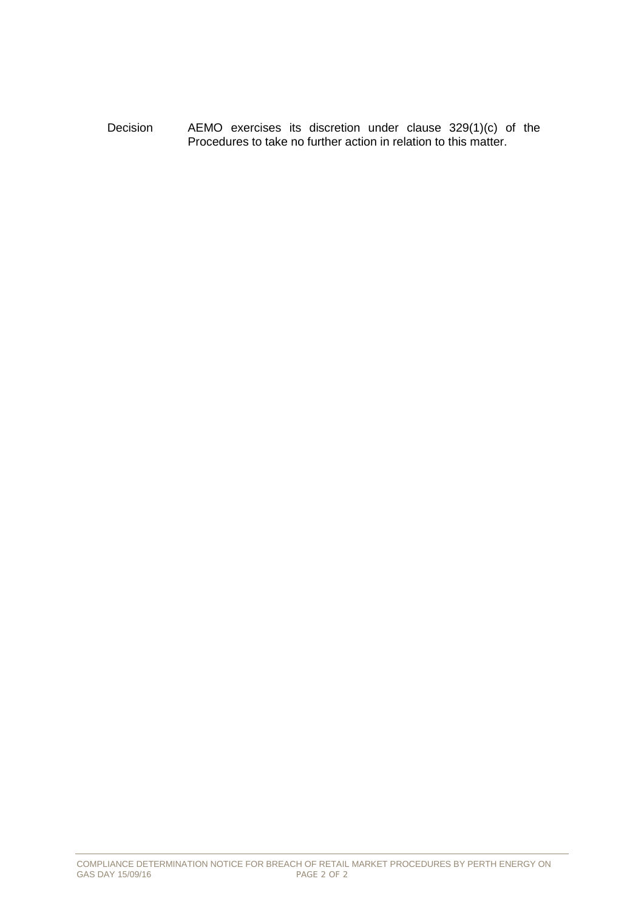| | |
|---|---|
| Decision | AEMO exercises its discretion under clause 329(1)(c) of the Procedures to take no further action in relation to this matter. |